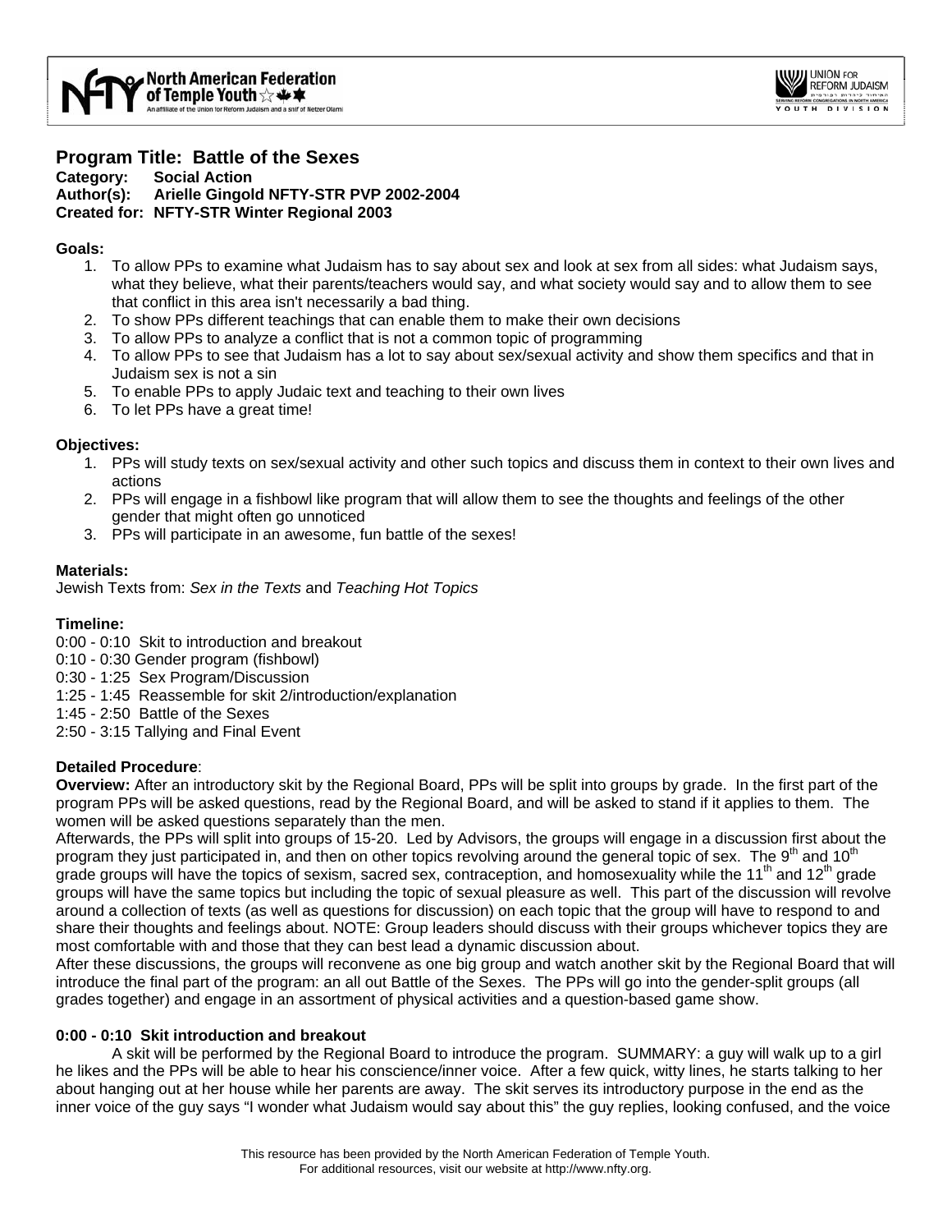## Program Title: Battle of the Sexes

**Category:** Social Action
**Author(s):** Arielle Gingold NFTY-STR PVP 2002-2004
**Created for:** NFTY-STR Winter Regional 2003

**Goals:**

1. To allow PPs to examine what Judaism has to say about sex and look at sex from all sides: what Judaism says, what they believe, what their parents/teachers would say, and what society would say and to allow them to see that conflict in this area isn't necessarily a bad thing.
2. To show PPs different teachings that can enable them to make their own decisions
3. To allow PPs to analyze a conflict that is not a common topic of programming
4. To allow PPs to see that Judaism has a lot to say about sex/sexual activity and show them specifics and that in Judaism sex is not a sin
5. To enable PPs to apply Judaic text and teaching to their own lives
6. To let PPs have a great time!

**Objectives:**

1. PPs will study texts on sex/sexual activity and other such topics and discuss them in context to their own lives and actions
2. PPs will engage in a fishbowl like program that will allow them to see the thoughts and feelings of the other gender that might often go unnoticed
3. PPs will participate in an awesome, fun battle of the sexes!

**Materials:**
Jewish Texts from: *Sex in the Texts* and *Teaching Hot Topics*

**Timeline:**
0:00 - 0:10 Skit to introduction and breakout
0:10 - 0:30 Gender program (fishbowl)
0:30 - 1:25 Sex Program/Discussion
1:25 - 1:45 Reassemble for skit 2/introduction/explanation
1:45 - 2:50 Battle of the Sexes
2:50 - 3:15 Tallying and Final Event

**Detailed Procedure**:

**Overview:** After an introductory skit by the Regional Board, PPs will be split into groups by grade. In the first part of the program PPs will be asked questions, read by the Regional Board, and will be asked to stand if it applies to them. The women will be asked questions separately than the men.

Afterwards, the PPs will split into groups of 15-20. Led by Advisors, the groups will engage in a discussion first about the program they just participated in, and then on other topics revolving around the general topic of sex. The 9th and 10th grade groups will have the topics of sexism, sacred sex, contraception, and homosexuality while the 11th and 12th grade groups will have the same topics but including the topic of sexual pleasure as well. This part of the discussion will revolve around a collection of texts (as well as questions for discussion) on each topic that the group will have to respond to and share their thoughts and feelings about. NOTE: Group leaders should discuss with their groups whichever topics they are most comfortable with and those that they can best lead a dynamic discussion about.

After these discussions, the groups will reconvene as one big group and watch another skit by the Regional Board that will introduce the final part of the program: an all out Battle of the Sexes. The PPs will go into the gender-split groups (all grades together) and engage in an assortment of physical activities and a question-based game show.

**0:00 - 0:10 Skit introduction and breakout**

A skit will be performed by the Regional Board to introduce the program. SUMMARY: a guy will walk up to a girl he likes and the PPs will be able to hear his conscience/inner voice. After a few quick, witty lines, he starts talking to her about hanging out at her house while her parents are away. The skit serves its introductory purpose in the end as the inner voice of the guy says "I wonder what Judaism would say about this" the guy replies, looking confused, and the voice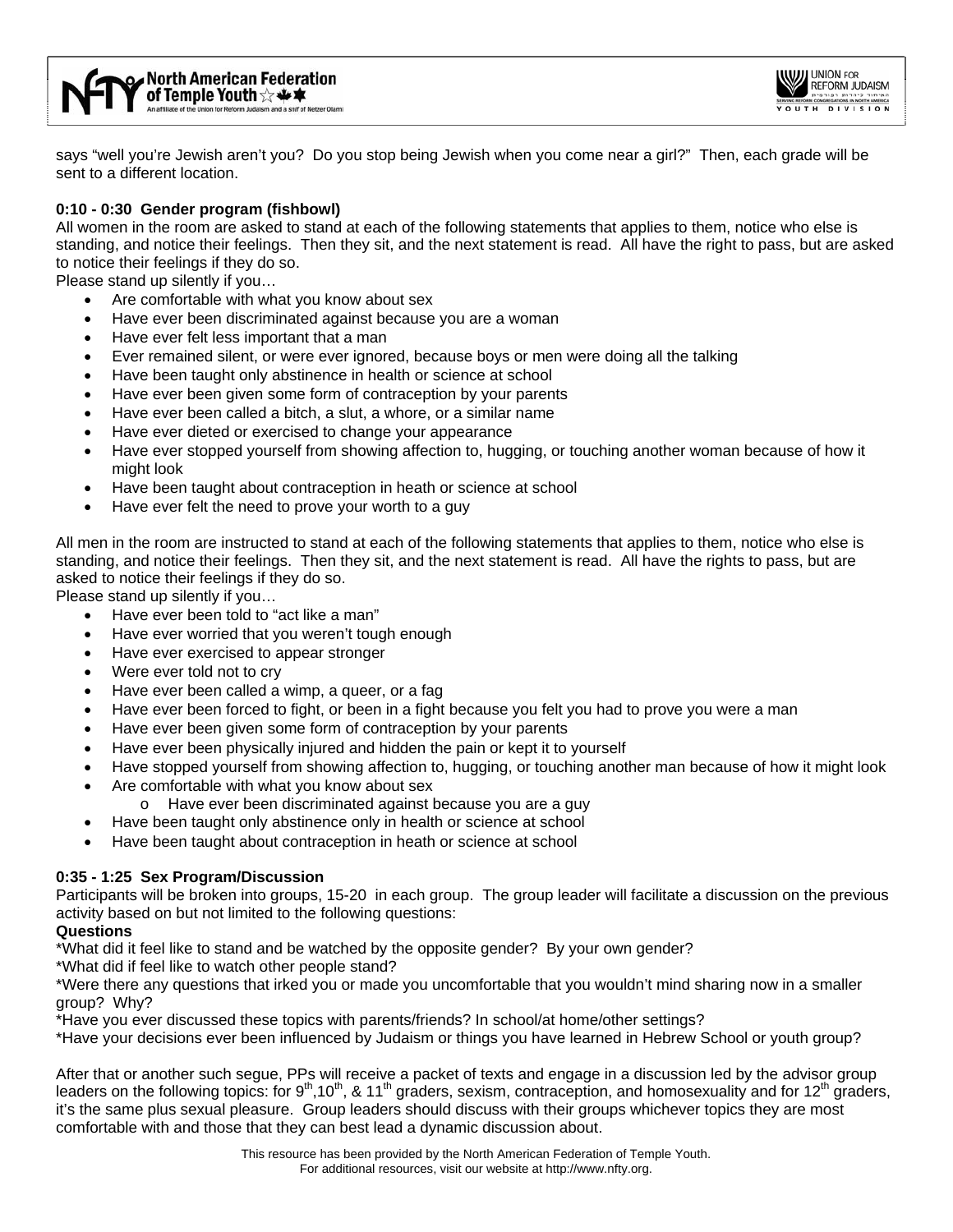says "well you're Jewish aren't you? Do you stop being Jewish when you come near a girl?" Then, each grade will be sent to a different location.

**0:10 - 0:30 Gender program (fishbowl)**

All women in the room are asked to stand at each of the following statements that applies to them, notice who else is standing, and notice their feelings. Then they sit, and the next statement is read. All have the right to pass, but are asked to notice their feelings if they do so.

Please stand up silently if you…

- Are comfortable with what you know about sex
- Have ever been discriminated against because you are a woman
- Have ever felt less important that a man
- Ever remained silent, or were ever ignored, because boys or men were doing all the talking
- Have been taught only abstinence in health or science at school
- Have ever been given some form of contraception by your parents
- Have ever been called a bitch, a slut, a whore, or a similar name
- Have ever dieted or exercised to change your appearance
- Have ever stopped yourself from showing affection to, hugging, or touching another woman because of how it might look
- Have been taught about contraception in heath or science at school
- Have ever felt the need to prove your worth to a guy

All men in the room are instructed to stand at each of the following statements that applies to them, notice who else is standing, and notice their feelings. Then they sit, and the next statement is read. All have the rights to pass, but are asked to notice their feelings if they do so.

Please stand up silently if you…

- Have ever been told to "act like a man"
- Have ever worried that you weren't tough enough
- Have ever exercised to appear stronger
- Were ever told not to cry
- Have ever been called a wimp, a queer, or a fag
- Have ever been forced to fight, or been in a fight because you felt you had to prove you were a man
- Have ever been given some form of contraception by your parents
- Have ever been physically injured and hidden the pain or kept it to yourself
- Have stopped yourself from showing affection to, hugging, or touching another man because of how it might look
- Are comfortable with what you know about sex
    - Have ever been discriminated against because you are a guy
- Have been taught only abstinence only in health or science at school
- Have been taught about contraception in heath or science at school

**0:35 - 1:25 Sex Program/Discussion**

Participants will be broken into groups, 15-20 in each group. The group leader will facilitate a discussion on the previous activity based on but not limited to the following questions:

**Questions**

*What did it feel like to stand and be watched by the opposite gender? By your own gender?
*What did if feel like to watch other people stand?
*Were there any questions that irked you or made you uncomfortable that you wouldn't mind sharing now in a smaller group? Why?
*Have you ever discussed these topics with parents/friends? In school/at home/other settings?
*Have your decisions ever been influenced by Judaism or things you have learned in Hebrew School or youth group?

After that or another such segue, PPs will receive a packet of texts and engage in a discussion led by the advisor group leaders on the following topics: for 9th,10th, & 11th graders, sexism, contraception, and homosexuality and for 12th graders, it's the same plus sexual pleasure. Group leaders should discuss with their groups whichever topics they are most comfortable with and those that they can best lead a dynamic discussion about.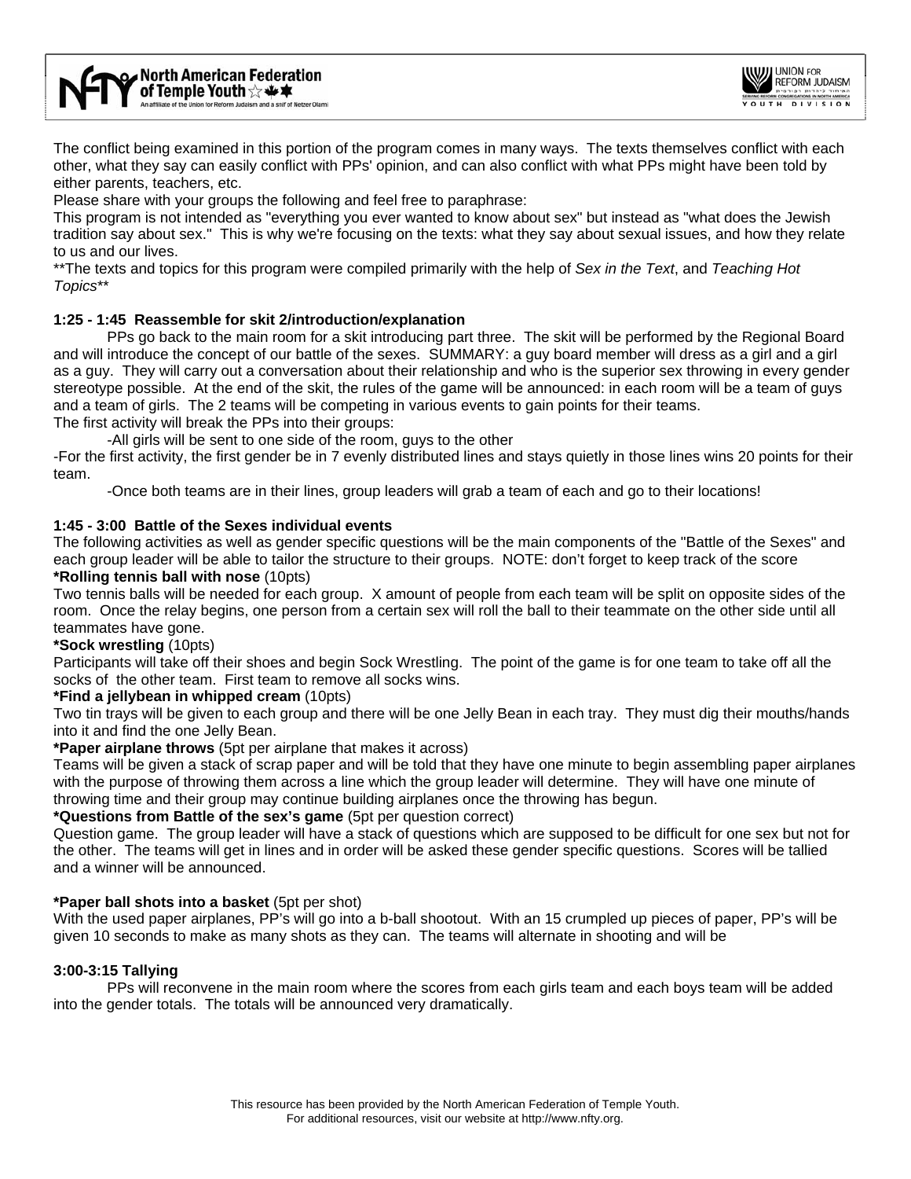The conflict being examined in this portion of the program comes in many ways. The texts themselves conflict with each other, what they say can easily conflict with PPs' opinion, and can also conflict with what PPs might have been told by either parents, teachers, etc.

Please share with your groups the following and feel free to paraphrase:

This program is not intended as "everything you ever wanted to know about sex" but instead as "what does the Jewish tradition say about sex." This is why we're focusing on the texts: what they say about sexual issues, and how they relate to us and our lives.

**The texts and topics for this program were compiled primarily with the help of *Sex in the Text*, and *Teaching Hot Topics***

**1:25 - 1:45 Reassemble for skit 2/introduction/explanation**

PPs go back to the main room for a skit introducing part three. The skit will be performed by the Regional Board and will introduce the concept of our battle of the sexes. SUMMARY: a guy board member will dress as a girl and a girl as a guy. They will carry out a conversation about their relationship and who is the superior sex throwing in every gender stereotype possible. At the end of the skit, the rules of the game will be announced: in each room will be a team of guys and a team of girls. The 2 teams will be competing in various events to gain points for their teams.

The first activity will break the PPs into their groups:

-All girls will be sent to one side of the room, guys to the other

-For the first activity, the first gender be in 7 evenly distributed lines and stays quietly in those lines wins 20 points for their team.

-Once both teams are in their lines, group leaders will grab a team of each and go to their locations!

**1:45 - 3:00 Battle of the Sexes individual events**

The following activities as well as gender specific questions will be the main components of the "Battle of the Sexes" and each group leader will be able to tailor the structure to their groups. NOTE: don't forget to keep track of the score

***Rolling tennis ball with nose** (10pts)

Two tennis balls will be needed for each group. X amount of people from each team will be split on opposite sides of the room. Once the relay begins, one person from a certain sex will roll the ball to their teammate on the other side until all teammates have gone.

***Sock wrestling** (10pts)

Participants will take off their shoes and begin Sock Wrestling. The point of the game is for one team to take off all the socks of the other team. First team to remove all socks wins.

***Find a jellybean in whipped cream** (10pts)

Two tin trays will be given to each group and there will be one Jelly Bean in each tray. They must dig their mouths/hands into it and find the one Jelly Bean.

***Paper airplane throws** (5pt per airplane that makes it across)

Teams will be given a stack of scrap paper and will be told that they have one minute to begin assembling paper airplanes with the purpose of throwing them across a line which the group leader will determine. They will have one minute of throwing time and their group may continue building airplanes once the throwing has begun.

***Questions from Battle of the sex's game** (5pt per question correct)

Question game. The group leader will have a stack of questions which are supposed to be difficult for one sex but not for the other. The teams will get in lines and in order will be asked these gender specific questions. Scores will be tallied and a winner will be announced.

***Paper ball shots into a basket** (5pt per shot)

With the used paper airplanes, PP's will go into a b-ball shootout. With an 15 crumpled up pieces of paper, PP's will be given 10 seconds to make as many shots as they can. The teams will alternate in shooting and will be

**3:00-3:15 Tallying**

PPs will reconvene in the main room where the scores from each girls team and each boys team will be added into the gender totals. The totals will be announced very dramatically.